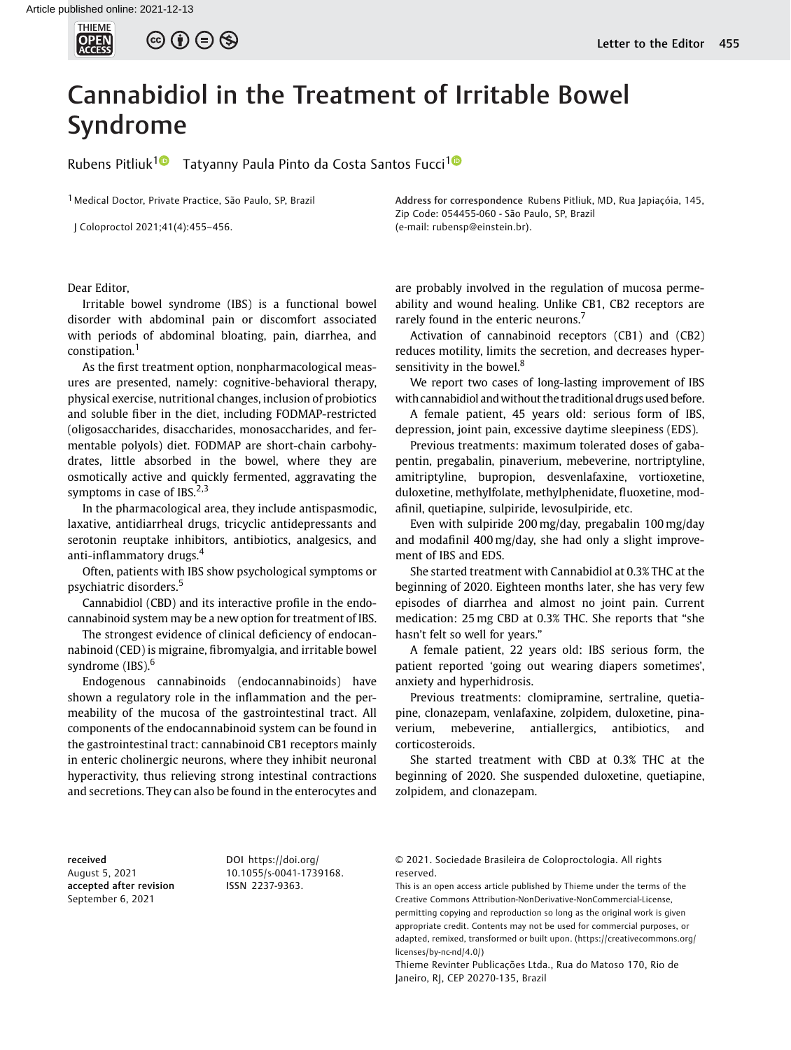# Cannabidiol in the Treatment of Irritable Bowel Syndrome

Rubens Pitliuk[1] Tatyanny Paula Pinto da Costa Santos Fucci[1]

[1] Medical Doctor, Private Practice, São Paulo, SP, Brazil

J Coloproctol 2021;41(4):455–456.

Address for correspondence Rubens Pitliuk, MD, Rua Japiaçóia, 145, Zip Code: 054455-060 - São Paulo, SP, Brazil (e-mail: rubensp@einstein.br).

Dear Editor,

Irritable bowel syndrome (IBS) is a functional bowel disorder with abdominal pain or discomfort associated with periods of abdominal bloating, pain, diarrhea, and constipation.[1]

As the first treatment option, nonpharmacological measures are presented, namely: cognitive-behavioral therapy, physical exercise, nutritional changes, inclusion of probiotics and soluble fiber in the diet, including FODMAP-restricted (oligosaccharides, disaccharides, monosaccharides, and fermentable polyols) diet. FODMAP are short-chain carbohydrates, little absorbed in the bowel, where they are osmotically active and quickly fermented, aggravating the symptoms in case of IBS.[2,3]

In the pharmacological area, they include antispasmodic, laxative, antidiarrheal drugs, tricyclic antidepressants and serotonin reuptake inhibitors, antibiotics, analgesics, and anti-inflammatory drugs.[4]

Often, patients with IBS show psychological symptoms or psychiatric disorders.[5]

Cannabidiol (CBD) and its interactive profile in the endocannabinoid system may be a new option for treatment of IBS.

The strongest evidence of clinical deficiency of endocannabinoid (CED) is migraine, fibromyalgia, and irritable bowel syndrome (IBS).[6]

Endogenous cannabinoids (endocannabinoids) have shown a regulatory role in the inflammation and the permeability of the mucosa of the gastrointestinal tract. All components of the endocannabinoid system can be found in the gastrointestinal tract: cannabinoid CB1 receptors mainly in enteric cholinergic neurons, where they inhibit neuronal hyperactivity, thus relieving strong intestinal contractions and secretions. They can also be found in the enterocytes and are probably involved in the regulation of mucosa permeability and wound healing. Unlike CB1, CB2 receptors are rarely found in the enteric neurons.[7]

Activation of cannabinoid receptors (CB1) and (CB2) reduces motility, limits the secretion, and decreases hypersensitivity in the bowel.[8]

We report two cases of long-lasting improvement of IBS with cannabidiol and without the traditional drugs used before.

A female patient, 45 years old: serious form of IBS, depression, joint pain, excessive daytime sleepiness (EDS).

Previous treatments: maximum tolerated doses of gabapentin, pregabalin, pinaverium, mebeverine, nortriptyline, amitriptyline, bupropion, desvenlafaxine, vortioxetine, duloxetine, methylfolate, methylphenidate, fluoxetine, modafinil, quetiapine, sulpiride, levosulpiride, etc.

Even with sulpiride 200 mg/day, pregabalin 100 mg/day and modafinil 400 mg/day, she had only a slight improvement of IBS and EDS.

She started treatment with Cannabidiol at 0.3% THC at the beginning of 2020. Eighteen months later, she has very few episodes of diarrhea and almost no joint pain. Current medication: 25 mg CBD at 0.3% THC. She reports that "she hasn't felt so well for years."

A female patient, 22 years old: IBS serious form, the patient reported 'going out wearing diapers sometimes', anxiety and hyperhidrosis.

Previous treatments: clomipramine, sertraline, quetiapine, clonazepam, venlafaxine, zolpidem, duloxetine, pinaverium, mebeverine, antiallergics, antibiotics, and corticosteroids.

She started treatment with CBD at 0.3% THC at the beginning of 2020. She suspended duloxetine, quetiapine, zolpidem, and clonazepam.

received August 5, 2021
accepted after revision September 6, 2021

DOI https://doi.org/10.1055/s-0041-1739168.
ISSN 2237-9363.

© 2021. Sociedade Brasileira de Coloproctologia. All rights reserved.

This is an open access article published by Thieme under the terms of the Creative Commons Attribution-NonDerivative-NonCommercial-License, permitting copying and reproduction so long as the original work is given appropriate credit. Contents may not be used for commercial purposes, or adapted, remixed, transformed or built upon. (https://creativecommons.org/licenses/by-nc-nd/4.0/)

Thieme Revinter Publicações Ltda., Rua do Matoso 170, Rio de Janeiro, RJ, CEP 20270-135, Brazil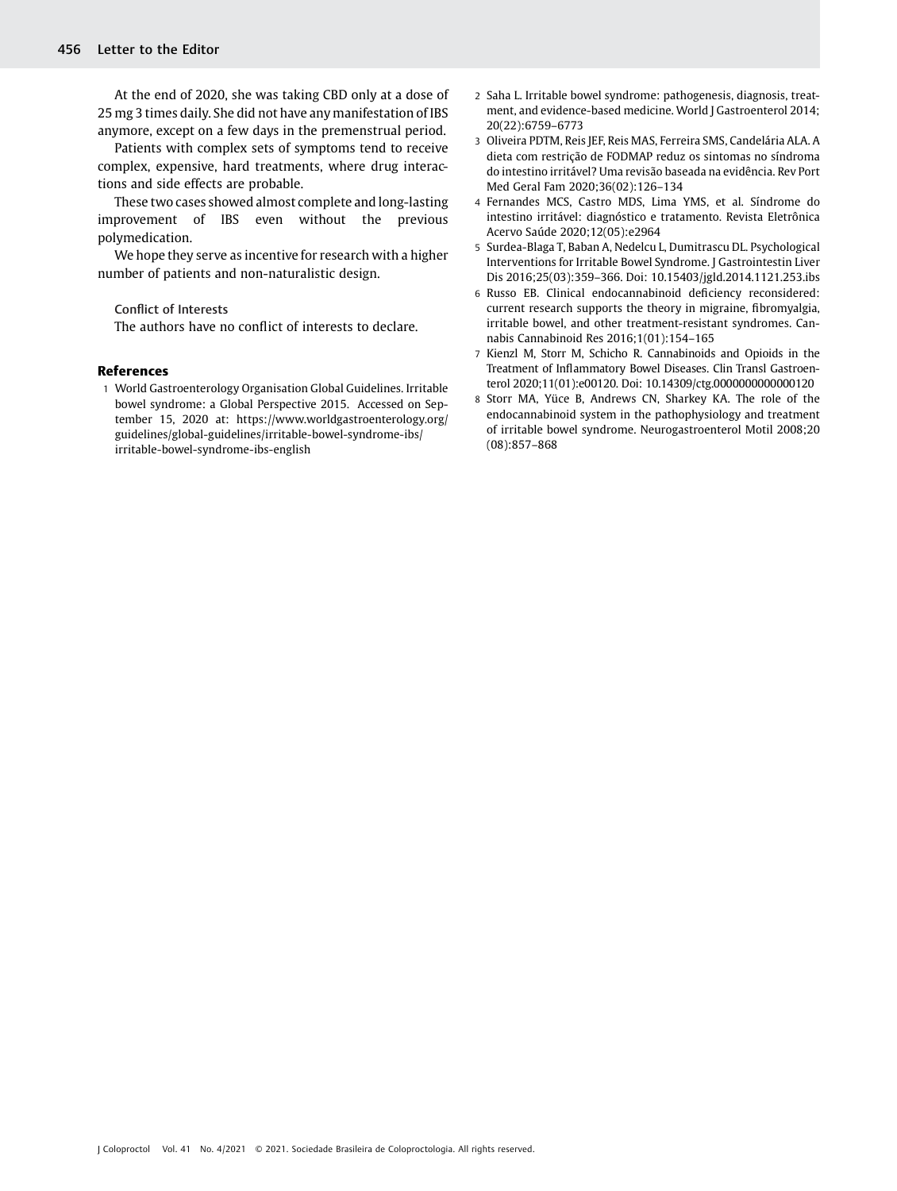At the end of 2020, she was taking CBD only at a dose of 25 mg 3 times daily. She did not have any manifestation of IBS anymore, except on a few days in the premenstrual period.

Patients with complex sets of symptoms tend to receive complex, expensive, hard treatments, where drug interactions and side effects are probable.

These two cases showed almost complete and long-lasting improvement of IBS even without the previous polymedication.

We hope they serve as incentive for research with a higher number of patients and non-naturalistic design.

**Conflict of Interests**

The authors have no conflict of interests to declare.

## References

1. World Gastroenterology Organisation Global Guidelines. Irritable bowel syndrome: a Global Perspective 2015. Accessed on September 15, 2020 at: https://www.worldgastroenterology.org/guidelines/global-guidelines/irritable-bowel-syndrome-ibs/irritable-bowel-syndrome-ibs-english
2. Saha L. Irritable bowel syndrome: pathogenesis, diagnosis, treatment, and evidence-based medicine. World J Gastroenterol 2014;20(22):6759–6773
3. Oliveira PDTM, Reis JEF, Reis MAS, Ferreira SMS, Candelária ALA. A dieta com restrição de FODMAP reduz os sintomas no síndroma do intestino irritável? Uma revisão baseada na evidência. Rev Port Med Geral Fam 2020;36(02):126–134
4. Fernandes MCS, Castro MDS, Lima YMS, et al. Síndrome do intestino irritável: diagnóstico e tratamento. Revista Eletrônica Acervo Saúde 2020;12(05):e2964
5. Surdea-Blaga T, Baban A, Nedelcu L, Dumitrascu DL. Psychological Interventions for Irritable Bowel Syndrome. J Gastrointestin Liver Dis 2016;25(03):359–366. Doi: 10.15403/jgld.2014.1121.253.ibs
6. Russo EB. Clinical endocannabinoid deficiency reconsidered: current research supports the theory in migraine, fibromyalgia, irritable bowel, and other treatment-resistant syndromes. Cannabis Cannabinoid Res 2016;1(01):154–165
7. Kienzl M, Storr M, Schicho R. Cannabinoids and Opioids in the Treatment of Inflammatory Bowel Diseases. Clin Transl Gastroenterol 2020;11(01):e00120. Doi: 10.14309/ctg.0000000000000120
8. Storr MA, Yüce B, Andrews CN, Sharkey KA. The role of the endocannabinoid system in the pathophysiology and treatment of irritable bowel syndrome. Neurogastroenterol Motil 2008;20(08):857–868